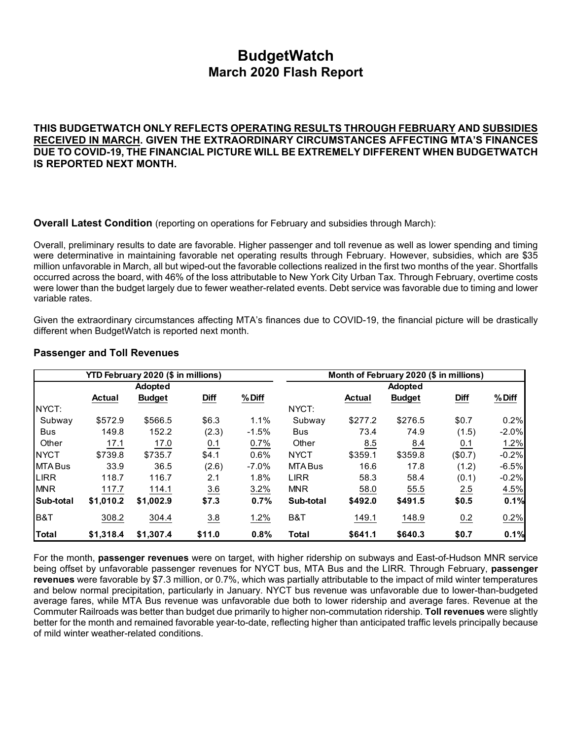# BudgetWatch
## March 2020 Flash Report

**THIS BUDGETWATCH ONLY REFLECTS OPERATING RESULTS THROUGH FEBRUARY AND SUBSIDIES RECEIVED IN MARCH. GIVEN THE EXTRAORDINARY CIRCUMSTANCES AFFECTING MTA'S FINANCES DUE TO COVID-19, THE FINANCIAL PICTURE WILL BE EXTREMELY DIFFERENT WHEN BUDGETWATCH IS REPORTED NEXT MONTH.**

**Overall Latest Condition** (reporting on operations for February and subsidies through March):

Overall, preliminary results to date are favorable. Higher passenger and toll revenue as well as lower spending and timing were determinative in maintaining favorable net operating results through February. However, subsidies, which are $35 million unfavorable in March, all but wiped-out the favorable collections realized in the first two months of the year. Shortfalls occurred across the board, with 46% of the loss attributable to New York City Urban Tax. Through February, overtime costs were lower than the budget largely due to fewer weather-related events. Debt service was favorable due to timing and lower variable rates.

Given the extraordinary circumstances affecting MTA's finances due to COVID-19, the financial picture will be drastically different when BudgetWatch is reported next month.

### Passenger and Toll Revenues

| YTD February 2020 ($ in millions) | | | | | Month of February 2020 ($ in millions) | | | | |
|---|---|---|---|---|---|---|---|---|---|
| | Actual | Adopted Budget | Diff | % Diff | | Actual | Adopted Budget | Diff | % Diff |
| NYCT: | | | | | NYCT: | | | | |
| Subway | $572.9 | $566.5 | $6.3 | 1.1% | Subway | $277.2 | $276.5 | $0.7 | 0.2% |
| Bus | 149.8 | 152.2 | (2.3) | -1.5% | Bus | 73.4 | 74.9 | (1.5) | -2.0% |
| Other | 17.1 | 17.0 | 0.1 | 0.7% | Other | 8.5 | 8.4 | 0.1 | 1.2% |
| NYCT | $739.8 | $735.7 | $4.1 | 0.6% | NYCT | $359.1 | $359.8 | ($0.7) | -0.2% |
| MTA Bus | 33.9 | 36.5 | (2.6) | -7.0% | MTA Bus | 16.6 | 17.8 | (1.2) | -6.5% |
| LIRR | 118.7 | 116.7 | 2.1 | 1.8% | LIRR | 58.3 | 58.4 | (0.1) | -0.2% |
| MNR | 117.7 | 114.1 | 3.6 | 3.2% | MNR | 58.0 | 55.5 | 2.5 | 4.5% |
| **Sub-total** | **$1,010.2** | **$1,002.9** | **$7.3** | **0.7%** | **Sub-total** | **$492.0** | **$491.5** | **$0.5** | **0.1%** |
| B&T | 308.2 | 304.4 | 3.8 | 1.2% | B&T | 149.1 | 148.9 | 0.2 | 0.2% |
| **Total** | **$1,318.4** | **$1,307.4** | **$11.0** | **0.8%** | **Total** | **$641.1** | **$640.3** | **$0.7** | **0.1%** |

For the month, **passenger revenues** were on target, with higher ridership on subways and East-of-Hudson MNR service being offset by unfavorable passenger revenues for NYCT bus, MTA Bus and the LIRR. Through February, **passenger revenues** were favorable by $7.3 million, or 0.7%, which was partially attributable to the impact of mild winter temperatures and below normal precipitation, particularly in January. NYCT bus revenue was unfavorable due to lower-than-budgeted average fares, while MTA Bus revenue was unfavorable due both to lower ridership and average fares. Revenue at the Commuter Railroads was better than budget due primarily to higher non-commutation ridership. **Toll revenues** were slightly better for the month and remained favorable year-to-date, reflecting higher than anticipated traffic levels principally because of mild winter weather-related conditions.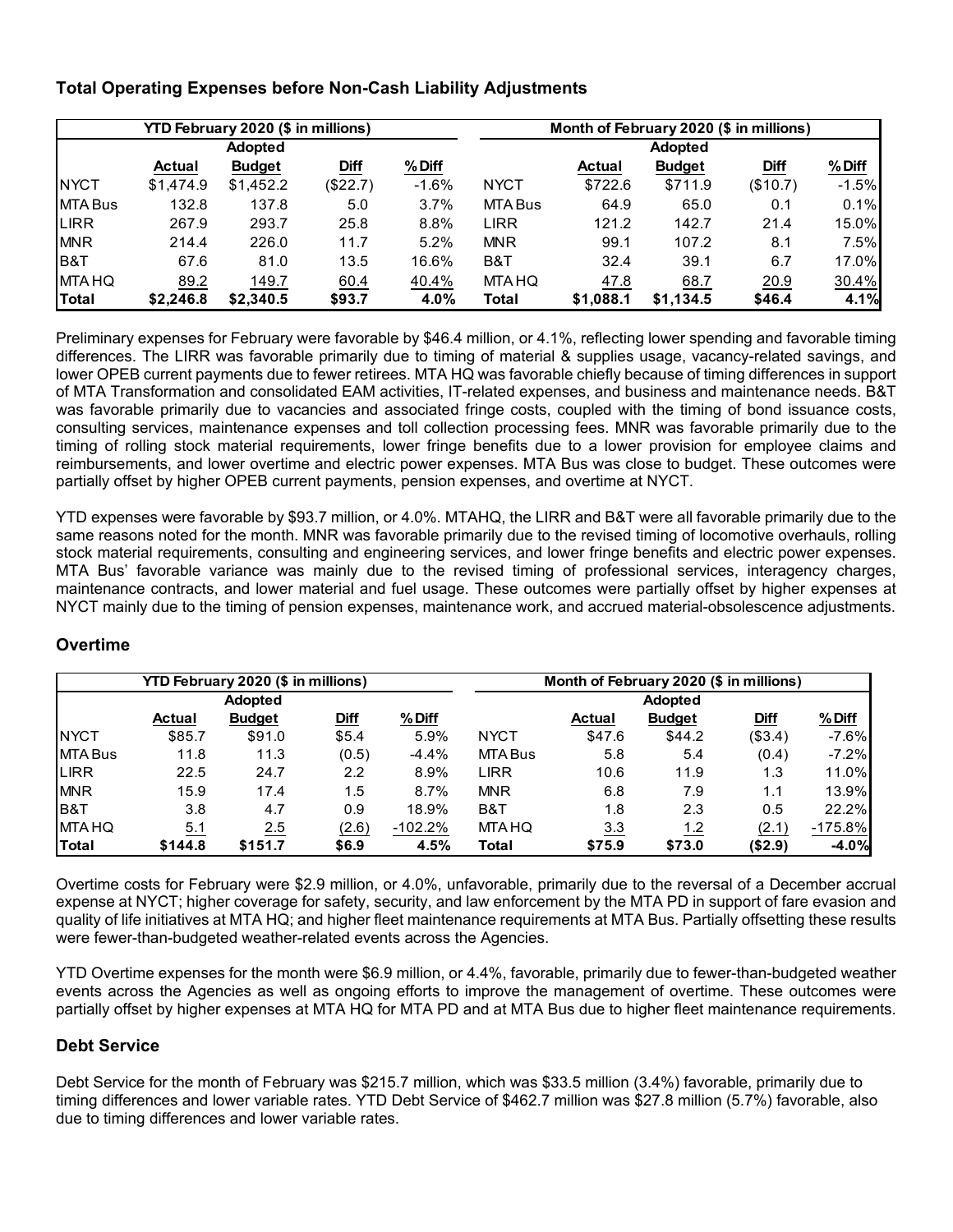### Total Operating Expenses before Non-Cash Liability Adjustments

| YTD February 2020 ($ in millions) | | | | | Month of February 2020 ($ in millions) | | | | |
|---|---|---|---|---|---|---|---|---|---|
| | Actual | Adopted Budget | Diff | % Diff | | Actual | Adopted Budget | Diff | % Diff |
| NYCT | $1,474.9 | $1,452.2 | ($22.7) | -1.6% | NYCT | $722.6 | $711.9 | ($10.7) | -1.5% |
| MTA Bus | 132.8 | 137.8 | 5.0 | 3.7% | MTA Bus | 64.9 | 65.0 | 0.1 | 0.1% |
| LIRR | 267.9 | 293.7 | 25.8 | 8.8% | LIRR | 121.2 | 142.7 | 21.4 | 15.0% |
| MNR | 214.4 | 226.0 | 11.7 | 5.2% | MNR | 99.1 | 107.2 | 8.1 | 7.5% |
| B&T | 67.6 | 81.0 | 13.5 | 16.6% | B&T | 32.4 | 39.1 | 6.7 | 17.0% |
| MTA HQ | 89.2 | 149.7 | 60.4 | 40.4% | MTA HQ | 47.8 | 68.7 | 20.9 | 30.4% |
| **Total** | **$2,246.8** | **$2,340.5** | **$93.7** | **4.0%** | **Total** | **$1,088.1** | **$1,134.5** | **$46.4** | **4.1%** |

Preliminary expenses for February were favorable by $46.4 million, or 4.1%, reflecting lower spending and favorable timing differences. The LIRR was favorable primarily due to timing of material & supplies usage, vacancy-related savings, and lower OPEB current payments due to fewer retirees. MTA HQ was favorable chiefly because of timing differences in support of MTA Transformation and consolidated EAM activities, IT-related expenses, and business and maintenance needs. B&T was favorable primarily due to vacancies and associated fringe costs, coupled with the timing of bond issuance costs, consulting services, maintenance expenses and toll collection processing fees. MNR was favorable primarily due to the timing of rolling stock material requirements, lower fringe benefits due to a lower provision for employee claims and reimbursements, and lower overtime and electric power expenses. MTA Bus was close to budget. These outcomes were partially offset by higher OPEB current payments, pension expenses, and overtime at NYCT.

YTD expenses were favorable by $93.7 million, or 4.0%. MTAHQ, the LIRR and B&T were all favorable primarily due to the same reasons noted for the month. MNR was favorable primarily due to the revised timing of locomotive overhauls, rolling stock material requirements, consulting and engineering services, and lower fringe benefits and electric power expenses. MTA Bus' favorable variance was mainly due to the revised timing of professional services, interagency charges, maintenance contracts, and lower material and fuel usage. These outcomes were partially offset by higher expenses at NYCT mainly due to the timing of pension expenses, maintenance work, and accrued material-obsolescence adjustments.

### Overtime

| YTD February 2020 ($ in millions) | | | | | Month of February 2020 ($ in millions) | | | | |
|---|---|---|---|---|---|---|---|---|---|
| | Actual | Adopted Budget | Diff | % Diff | | Actual | Adopted Budget | Diff | % Diff |
| NYCT | $85.7 | $91.0 | $5.4 | 5.9% | NYCT | $47.6 | $44.2 | ($3.4) | -7.6% |
| MTA Bus | 11.8 | 11.3 | (0.5) | -4.4% | MTA Bus | 5.8 | 5.4 | (0.4) | -7.2% |
| LIRR | 22.5 | 24.7 | 2.2 | 8.9% | LIRR | 10.6 | 11.9 | 1.3 | 11.0% |
| MNR | 15.9 | 17.4 | 1.5 | 8.7% | MNR | 6.8 | 7.9 | 1.1 | 13.9% |
| B&T | 3.8 | 4.7 | 0.9 | 18.9% | B&T | 1.8 | 2.3 | 0.5 | 22.2% |
| MTA HQ | 5.1 | 2.5 | (2.6) | -102.2% | MTA HQ | 3.3 | 1.2 | (2.1) | -175.8% |
| **Total** | **$144.8** | **$151.7** | **$6.9** | **4.5%** | **Total** | **$75.9** | **$73.0** | **($2.9)** | **-4.0%** |

Overtime costs for February were $2.9 million, or 4.0%, unfavorable, primarily due to the reversal of a December accrual expense at NYCT; higher coverage for safety, security, and law enforcement by the MTA PD in support of fare evasion and quality of life initiatives at MTA HQ; and higher fleet maintenance requirements at MTA Bus. Partially offsetting these results were fewer-than-budgeted weather-related events across the Agencies.

YTD Overtime expenses for the month were $6.9 million, or 4.4%, favorable, primarily due to fewer-than-budgeted weather events across the Agencies as well as ongoing efforts to improve the management of overtime. These outcomes were partially offset by higher expenses at MTA HQ for MTA PD and at MTA Bus due to higher fleet maintenance requirements.

### Debt Service

Debt Service for the month of February was $215.7 million, which was $33.5 million (3.4%) favorable, primarily due to timing differences and lower variable rates. YTD Debt Service of $462.7 million was $27.8 million (5.7%) favorable, also due to timing differences and lower variable rates.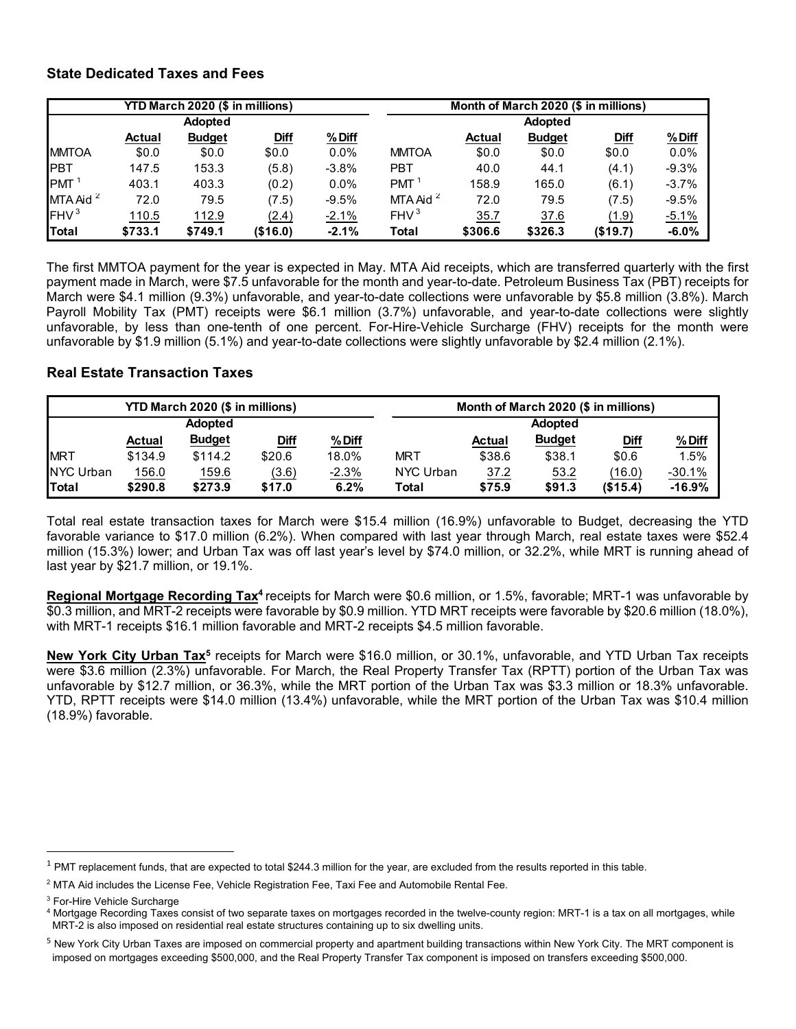### State Dedicated Taxes and Fees

| YTD March 2020 ($ in millions) | | | | | Month of March 2020 ($ in millions) | | | | |
|---|---|---|---|---|---|---|---|---|---|
| | Actual | Adopted Budget | Diff | % Diff | | Actual | Adopted Budget | Diff | % Diff |
| MMTOA | $0.0 | $0.0 | $0.0 | 0.0% | MMTOA | $0.0 | $0.0 | $0.0 | 0.0% |
| PBT | 147.5 | 153.3 | (5.8) | -3.8% | PBT | 40.0 | 44.1 | (4.1) | -9.3% |
| PMT [1] | 403.1 | 403.3 | (0.2) | 0.0% | PMT [1] | 158.9 | 165.0 | (6.1) | -3.7% |
| MTA Aid [2] | 72.0 | 79.5 | (7.5) | -9.5% | MTA Aid [2] | 72.0 | 79.5 | (7.5) | -9.5% |
| FHV [3] | 110.5 | 112.9 | (2.4) | -2.1% | FHV [3] | 35.7 | 37.6 | (1.9) | -5.1% |
| **Total** | **$733.1** | **$749.1** | **($16.0)** | **-2.1%** | **Total** | **$306.6** | **$326.3** | **($19.7)** | **-6.0%** |

The first MMTOA payment for the year is expected in May. MTA Aid receipts, which are transferred quarterly with the first payment made in March, were $7.5 unfavorable for the month and year-to-date. Petroleum Business Tax (PBT) receipts for March were $4.1 million (9.3%) unfavorable, and year-to-date collections were unfavorable by $5.8 million (3.8%). March Payroll Mobility Tax (PMT) receipts were $6.1 million (3.7%) unfavorable, and year-to-date collections were slightly unfavorable, by less than one-tenth of one percent. For-Hire-Vehicle Surcharge (FHV) receipts for the month were unfavorable by $1.9 million (5.1%) and year-to-date collections were slightly unfavorable by $2.4 million (2.1%).

### Real Estate Transaction Taxes

| YTD March 2020 ($ in millions) | | | | | Month of March 2020 ($ in millions) | | | | |
|---|---|---|---|---|---|---|---|---|---|
| | Actual | Adopted Budget | Diff | % Diff | | Actual | Adopted Budget | Diff | % Diff |
| MRT | $134.9 | $114.2 | $20.6 | 18.0% | MRT | $38.6 | $38.1 | $0.6 | 1.5% |
| NYC Urban | 156.0 | 159.6 | (3.6) | -2.3% | NYC Urban | 37.2 | 53.2 | (16.0) | -30.1% |
| **Total** | **$290.8** | **$273.9** | **$17.0** | **6.2%** | **Total** | **$75.9** | **$91.3** | **($15.4)** | **-16.9%** |

Total real estate transaction taxes for March were $15.4 million (16.9%) unfavorable to Budget, decreasing the YTD favorable variance to $17.0 million (6.2%). When compared with last year through March, real estate taxes were $52.4 million (15.3%) lower; and Urban Tax was off last year's level by $74.0 million, or 32.2%, while MRT is running ahead of last year by $21.7 million, or 19.1%.

**Regional Mortgage Recording Tax[4]** receipts for March were $0.6 million, or 1.5%, favorable; MRT-1 was unfavorable by $0.3 million, and MRT-2 receipts were favorable by $0.9 million. YTD MRT receipts were favorable by $20.6 million (18.0%), with MRT-1 receipts $16.1 million favorable and MRT-2 receipts $4.5 million favorable.

**New York City Urban Tax[5]** receipts for March were $16.0 million, or 30.1%, unfavorable, and YTD Urban Tax receipts were $3.6 million (2.3%) unfavorable. For March, the Real Property Transfer Tax (RPTT) portion of the Urban Tax was unfavorable by $12.7 million, or 36.3%, while the MRT portion of the Urban Tax was $3.3 million or 18.3% unfavorable. YTD, RPTT receipts were $14.0 million (13.4%) unfavorable, while the MRT portion of the Urban Tax was $10.4 million (18.9%) favorable.

---

[1] PMT replacement funds, that are expected to total $244.3 million for the year, are excluded from the results reported in this table.

[2] MTA Aid includes the License Fee, Vehicle Registration Fee, Taxi Fee and Automobile Rental Fee.

[3] For-Hire Vehicle Surcharge

[4] Mortgage Recording Taxes consist of two separate taxes on mortgages recorded in the twelve-county region: MRT-1 is a tax on all mortgages, while MRT-2 is also imposed on residential real estate structures containing up to six dwelling units.

[5] New York City Urban Taxes are imposed on commercial property and apartment building transactions within New York City. The MRT component is imposed on mortgages exceeding $500,000, and the Real Property Transfer Tax component is imposed on transfers exceeding $500,000.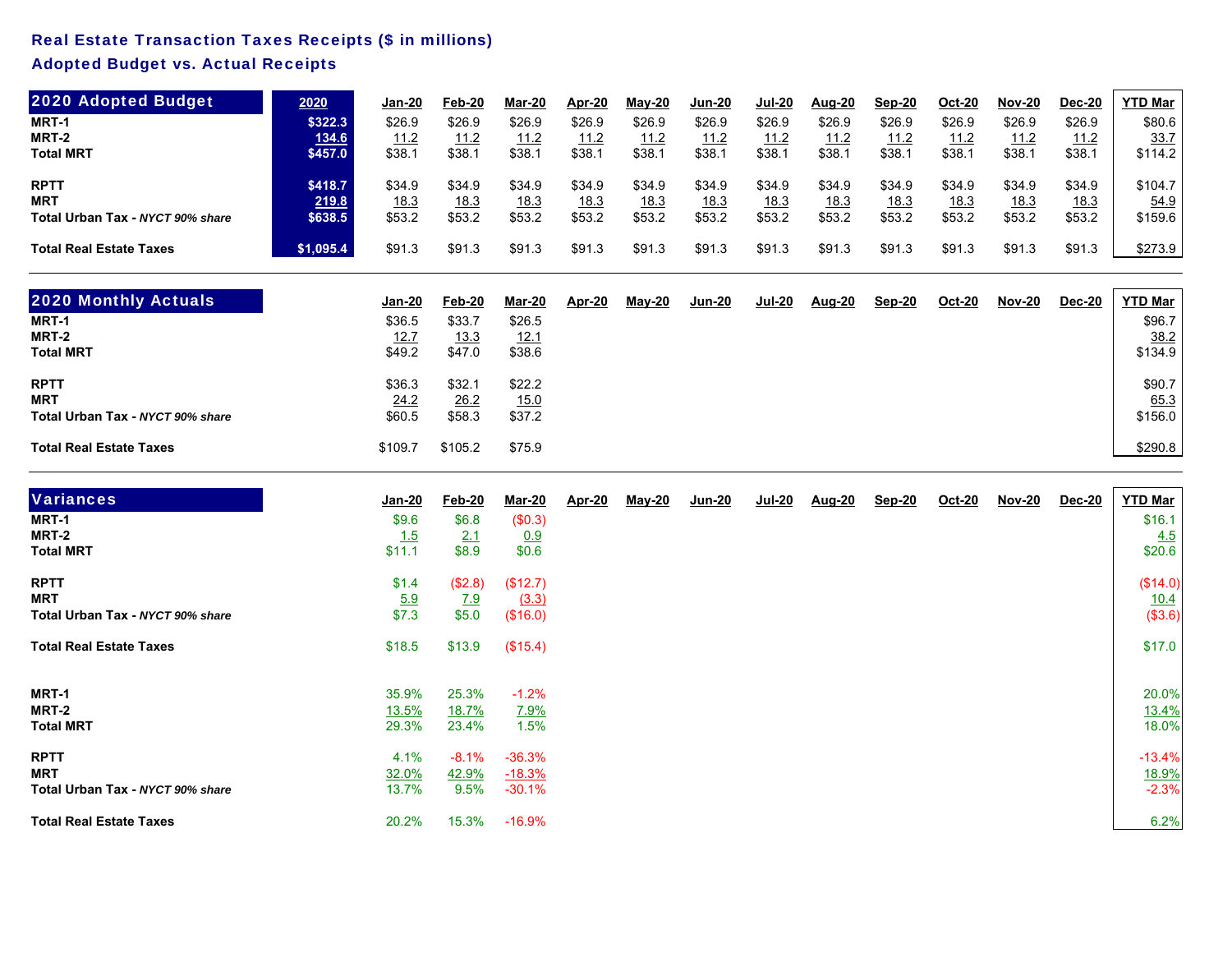**Real Estate Transaction Taxes Receipts ($ in millions)**

**Adopted Budget vs. Actual Receipts**

| 2020 Adopted Budget | 2020 | Jan-20 | Feb-20 | Mar-20 | Apr-20 | May-20 | Jun-20 | Jul-20 | Aug-20 | Sep-20 | Oct-20 | Nov-20 | Dec-20 | YTD Mar |
|---|---|---|---|---|---|---|---|---|---|---|---|---|---|---|
| MRT-1 | $322.3 | $26.9 | $26.9 | $26.9 | $26.9 | $26.9 | $26.9 | $26.9 | $26.9 | $26.9 | $26.9 | $26.9 | $26.9 | $80.6 |
| MRT-2 | 134.6 | 11.2 | 11.2 | 11.2 | 11.2 | 11.2 | 11.2 | 11.2 | 11.2 | 11.2 | 11.2 | 11.2 | 11.2 | 33.7 |
| Total MRT | $457.0 | $38.1 | $38.1 | $38.1 | $38.1 | $38.1 | $38.1 | $38.1 | $38.1 | $38.1 | $38.1 | $38.1 | $38.1 | $114.2 |
| RPTT | $418.7 | $34.9 | $34.9 | $34.9 | $34.9 | $34.9 | $34.9 | $34.9 | $34.9 | $34.9 | $34.9 | $34.9 | $34.9 | $104.7 |
| MRT | 219.8 | 18.3 | 18.3 | 18.3 | 18.3 | 18.3 | 18.3 | 18.3 | 18.3 | 18.3 | 18.3 | 18.3 | 18.3 | 54.9 |
| Total Urban Tax - *NYCT 90% share* | $638.5 | $53.2 | $53.2 | $53.2 | $53.2 | $53.2 | $53.2 | $53.2 | $53.2 | $53.2 | $53.2 | $53.2 | $53.2 | $159.6 |
| Total Real Estate Taxes | $1,095.4 | $91.3 | $91.3 | $91.3 | $91.3 | $91.3 | $91.3 | $91.3 | $91.3 | $91.3 | $91.3 | $91.3 | $91.3 | $273.9 |

| 2020 Monthly Actuals | Jan-20 | Feb-20 | Mar-20 | Apr-20 | May-20 | Jun-20 | Jul-20 | Aug-20 | Sep-20 | Oct-20 | Nov-20 | Dec-20 | YTD Mar |
|---|---|---|---|---|---|---|---|---|---|---|---|---|---|
| MRT-1 | $36.5 | $33.7 | $26.5 | | | | | | | | | | $96.7 |
| MRT-2 | 12.7 | 13.3 | 12.1 | | | | | | | | | | 38.2 |
| Total MRT | $49.2 | $47.0 | $38.6 | | | | | | | | | | $134.9 |
| RPTT | $36.3 | $32.1 | $22.2 | | | | | | | | | | $90.7 |
| MRT | 24.2 | 26.2 | 15.0 | | | | | | | | | | 65.3 |
| Total Urban Tax - *NYCT 90% share* | $60.5 | $58.3 | $37.2 | | | | | | | | | | $156.0 |
| Total Real Estate Taxes | $109.7 | $105.2 | $75.9 | | | | | | | | | | $290.8 |

| Variances | Jan-20 | Feb-20 | Mar-20 | Apr-20 | May-20 | Jun-20 | Jul-20 | Aug-20 | Sep-20 | Oct-20 | Nov-20 | Dec-20 | YTD Mar |
|---|---|---|---|---|---|---|---|---|---|---|---|---|---|
| MRT-1 | $9.6 | $6.8 | ($0.3) | | | | | | | | | | $16.1 |
| MRT-2 | 1.5 | 2.1 | 0.9 | | | | | | | | | | 4.5 |
| Total MRT | $11.1 | $8.9 | $0.6 | | | | | | | | | | $20.6 |
| RPTT | $1.4 | ($2.8) | ($12.7) | | | | | | | | | | ($14.0) |
| MRT | 5.9 | 7.9 | (3.3) | | | | | | | | | | 10.4 |
| Total Urban Tax - *NYCT 90% share* | $7.3 | $5.0 | ($16.0) | | | | | | | | | | ($3.6) |
| Total Real Estate Taxes | $18.5 | $13.9 | ($15.4) | | | | | | | | | | $17.0 |
| MRT-1 | 35.9% | 25.3% | -1.2% | | | | | | | | | | 20.0% |
| MRT-2 | 13.5% | 18.7% | 7.9% | | | | | | | | | | 13.4% |
| Total MRT | 29.3% | 23.4% | 1.5% | | | | | | | | | | 18.0% |
| RPTT | 4.1% | -8.1% | -36.3% | | | | | | | | | | -13.4% |
| MRT | 32.0% | 42.9% | -18.3% | | | | | | | | | | 18.9% |
| Total Urban Tax - *NYCT 90% share* | 13.7% | 9.5% | -30.1% | | | | | | | | | | -2.3% |
| Total Real Estate Taxes | 20.2% | 15.3% | -16.9% | | | | | | | | | | 6.2% |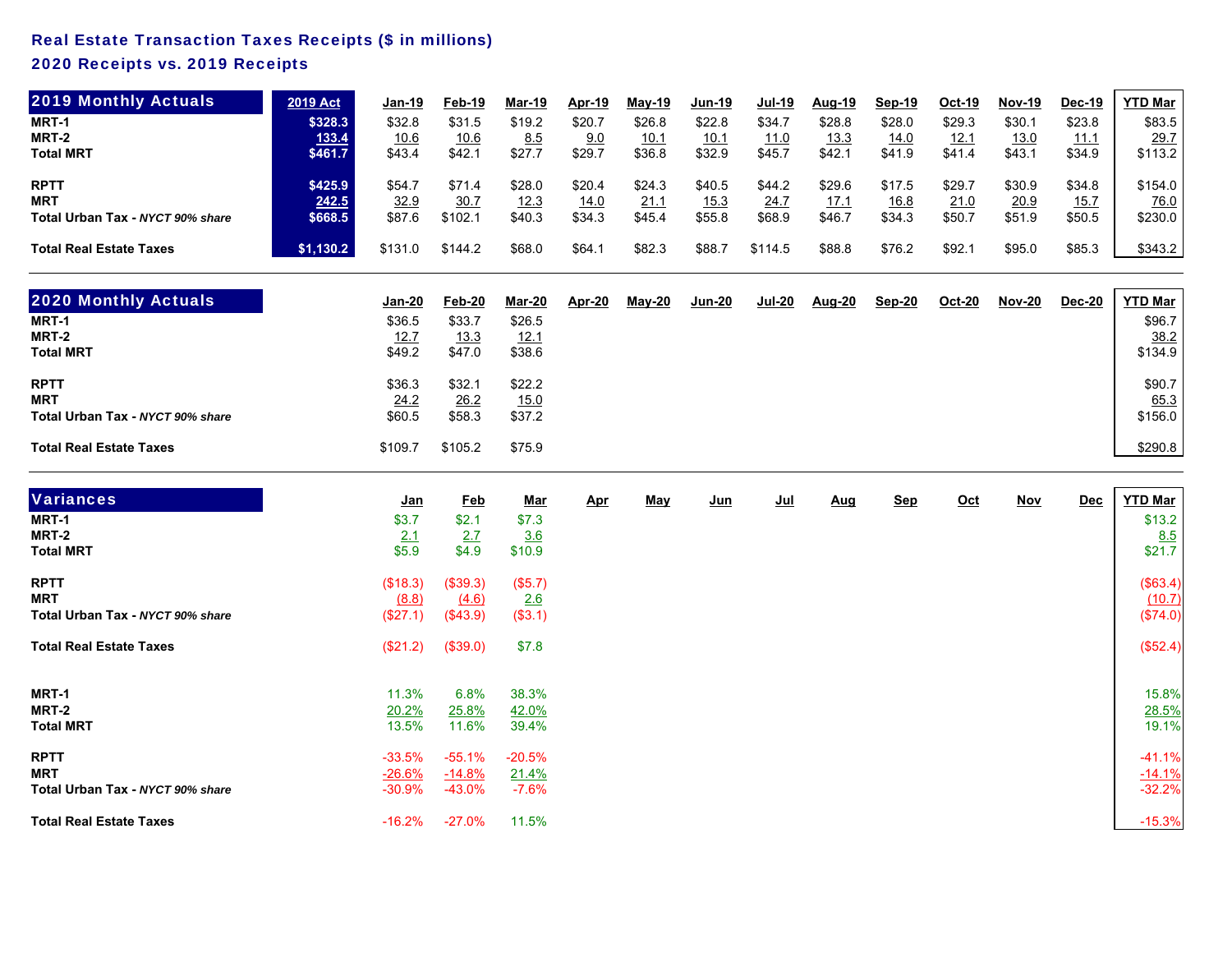# Real Estate Transaction Taxes Receipts ($ in millions)

## 2020 Receipts vs. 2019 Receipts

| 2019 Monthly Actuals | 2019 Act | Jan-19 | Feb-19 | Mar-19 | Apr-19 | May-19 | Jun-19 | Jul-19 | Aug-19 | Sep-19 | Oct-19 | Nov-19 | Dec-19 | YTD Mar |
|---|---|---|---|---|---|---|---|---|---|---|---|---|---|---|
| MRT-1 | $328.3 | $32.8 | $31.5 | $19.2 | $20.7 | $26.8 | $22.8 | $34.7 | $28.8 | $28.0 | $29.3 | $30.1 | $23.8 | $83.5 |
| MRT-2 | 133.4 | 10.6 | 10.6 | 8.5 | 9.0 | 10.1 | 10.1 | 11.0 | 13.3 | 14.0 | 12.1 | 13.0 | 11.1 | 29.7 |
| Total MRT | $461.7 | $43.4 | $42.1 | $27.7 | $29.7 | $36.8 | $32.9 | $45.7 | $42.1 | $41.9 | $41.4 | $43.1 | $34.9 | $113.2 |
| RPTT | $425.9 | $54.7 | $71.4 | $28.0 | $20.4 | $24.3 | $40.5 | $44.2 | $29.6 | $17.5 | $29.7 | $30.9 | $34.8 | $154.0 |
| MRT | 242.5 | 32.9 | 30.7 | 12.3 | 14.0 | 21.1 | 15.3 | 24.7 | 17.1 | 16.8 | 21.0 | 20.9 | 15.7 | 76.0 |
| Total Urban Tax - *NYCT 90% share* | $668.5 | $87.6 | $102.1 | $40.3 | $34.3 | $45.4 | $55.8 | $68.9 | $46.7 | $34.3 | $50.7 | $51.9 | $50.5 | $230.0 |
| Total Real Estate Taxes | $1,130.2 | $131.0 | $144.2 | $68.0 | $64.1 | $82.3 | $88.7 | $114.5 | $88.8 | $76.2 | $92.1 | $95.0 | $85.3 | $343.2 |

| 2020 Monthly Actuals | Jan-20 | Feb-20 | Mar-20 | Apr-20 | May-20 | Jun-20 | Jul-20 | Aug-20 | Sep-20 | Oct-20 | Nov-20 | Dec-20 | YTD Mar |
|---|---|---|---|---|---|---|---|---|---|---|---|---|---|
| MRT-1 | $36.5 | $33.7 | $26.5 | | | | | | | | | | $96.7 |
| MRT-2 | 12.7 | 13.3 | 12.1 | | | | | | | | | | 38.2 |
| Total MRT | $49.2 | $47.0 | $38.6 | | | | | | | | | | $134.9 |
| RPTT | $36.3 | $32.1 | $22.2 | | | | | | | | | | $90.7 |
| MRT | 24.2 | 26.2 | 15.0 | | | | | | | | | | 65.3 |
| Total Urban Tax - *NYCT 90% share* | $60.5 | $58.3 | $37.2 | | | | | | | | | | $156.0 |
| Total Real Estate Taxes | $109.7 | $105.2 | $75.9 | | | | | | | | | | $290.8 |

| Variances | Jan | Feb | Mar | Apr | May | Jun | Jul | Aug | Sep | Oct | Nov | Dec | YTD Mar |
|---|---|---|---|---|---|---|---|---|---|---|---|---|---|
| MRT-1 | $3.7 | $2.1 | $7.3 | | | | | | | | | | $13.2 |
| MRT-2 | 2.1 | 2.7 | 3.6 | | | | | | | | | | 8.5 |
| Total MRT | $5.9 | $4.9 | $10.9 | | | | | | | | | | $21.7 |
| RPTT | ($18.3) | ($39.3) | ($5.7) | | | | | | | | | | ($63.4) |
| MRT | (8.8) | (4.6) | 2.6 | | | | | | | | | | (10.7) |
| Total Urban Tax - *NYCT 90% share* | ($27.1) | ($43.9) | ($3.1) | | | | | | | | | | ($74.0) |
| Total Real Estate Taxes | ($21.2) | ($39.0) | $7.8 | | | | | | | | | | ($52.4) |
| | | | | | | | | | | | | | |
| MRT-1 | 11.3% | 6.8% | 38.3% | | | | | | | | | | 15.8% |
| MRT-2 | 20.2% | 25.8% | 42.0% | | | | | | | | | | 28.5% |
| Total MRT | 13.5% | 11.6% | 39.4% | | | | | | | | | | 19.1% |
| RPTT | -33.5% | -55.1% | -20.5% | | | | | | | | | | -41.1% |
| MRT | -26.6% | -14.8% | 21.4% | | | | | | | | | | -14.1% |
| Total Urban Tax - *NYCT 90% share* | -30.9% | -43.0% | -7.6% | | | | | | | | | | -32.2% |
| Total Real Estate Taxes | -16.2% | -27.0% | 11.5% | | | | | | | | | | -15.3% |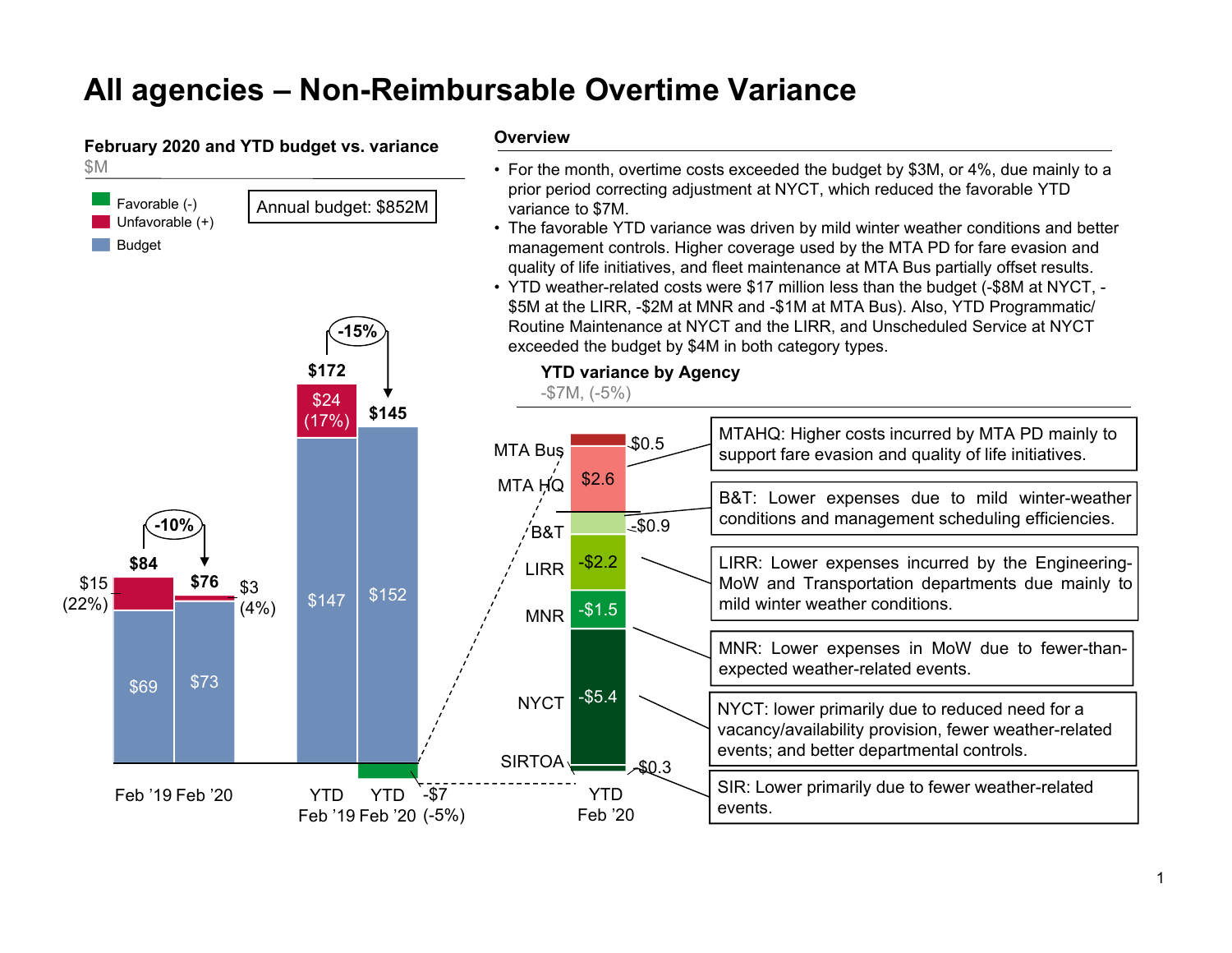# All agencies – Non-Reimbursable Overtime Variance

### February 2020 and YTD budget vs. variance

$M

- Favorable (-)
- Unfavorable (+)
- Budget

Annual budget: $852M

| | Feb '19 | Feb '20 | YTD Feb '19 | YTD Feb '20 |
|---|---|---|---|---|
| Budget | $69 | $73 | $147 | $152 |
| Variance | $15 (22%) | $3 (4%) | $24 (17%) | -$7 (-5%) |
| Total | $84 | $76 | $172 | $145 |
| Change vs. prior year | | -10% | | -15% |

### Overview

- For the month, overtime costs exceeded the budget by $3M, or 4%, due mainly to a prior period correcting adjustment at NYCT, which reduced the favorable YTD variance to $7M.
- The favorable YTD variance was driven by mild winter weather conditions and better management controls. Higher coverage used by the MTA PD for fare evasion and quality of life initiatives, and fleet maintenance at MTA Bus partially offset results.
- YTD weather-related costs were $17 million less than the budget (-$8M at NYCT, -$5M at the LIRR, -$2M at MNR and -$1M at MTA Bus). Also, YTD Programmatic/ Routine Maintenance at NYCT and the LIRR, and Unscheduled Service at NYCT exceeded the budget by $4M in both category types.

### YTD variance by Agency

-$7M, (-5%)

| Agency (YTD Feb '20) | Variance ($M) | Explanation |
|---|---|---|
| MTA Bus | $0.5 | |
| MTA HQ | $2.6 | MTAHQ: Higher costs incurred by MTA PD mainly to support fare evasion and quality of life initiatives. |
| B&T | -$0.9 | B&T: Lower expenses due to mild winter-weather conditions and management scheduling efficiencies. |
| LIRR | -$2.2 | LIRR: Lower expenses incurred by the Engineering-MoW and Transportation departments due mainly to mild winter weather conditions. |
| MNR | -$1.5 | MNR: Lower expenses in MoW due to fewer-than-expected weather-related events. |
| NYCT | -$5.4 | NYCT: lower primarily due to reduced need for a vacancy/availability provision, fewer weather-related events; and better departmental controls. |
| SIRTOA | -$0.3 | SIR: Lower primarily due to fewer weather-related events. |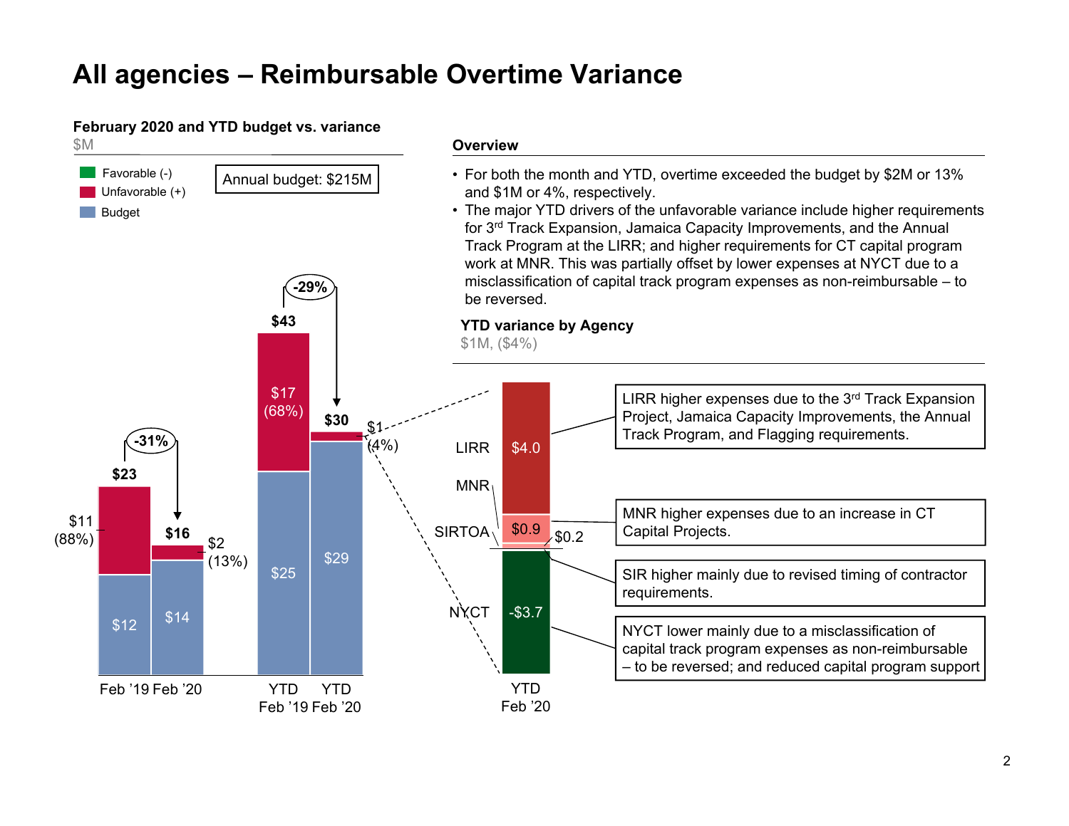# All agencies – Reimbursable Overtime Variance

**February 2020 and YTD budget vs. variance**

$M

- Favorable (-)
- Unfavorable (+)
- Budget

Annual budget: $215M

| | Feb '19 | Feb '20 | YTD Feb '19 | YTD Feb '20 |
|---|---|---|---|---|
| Budget | $12 | $14 | $25 | $29 |
| Variance | $11 (88%) | $2 (13%) | $17 (68%) | $1 (4%) |
| Total | $23 | $16 | $43 | $30 |
| Change | | -31% | | -29% |

## Overview

- For both the month and YTD, overtime exceeded the budget by $2M or 13% and $1M or 4%, respectively.
- The major YTD drivers of the unfavorable variance include higher requirements for 3rd Track Expansion, Jamaica Capacity Improvements, and the Annual Track Program at the LIRR; and higher requirements for CT capital program work at MNR. This was partially offset by lower expenses at NYCT due to a misclassification of capital track program expenses as non-reimbursable – to be reversed.

**YTD variance by Agency**

$1M, ($4%)

| Agency | YTD Feb '20 | Explanation |
|---|---|---|
| LIRR | $4.0 | LIRR higher expenses due to the 3rd Track Expansion Project, Jamaica Capacity Improvements, the Annual Track Program, and Flagging requirements. |
| MNR | $0.9 | MNR higher expenses due to an increase in CT Capital Projects. |
| SIRTOA | $0.2 | SIR higher mainly due to revised timing of contractor requirements. |
| NYCT | -$3.7 | NYCT lower mainly due to a misclassification of capital track program expenses as non-reimbursable – to be reversed; and reduced capital program support |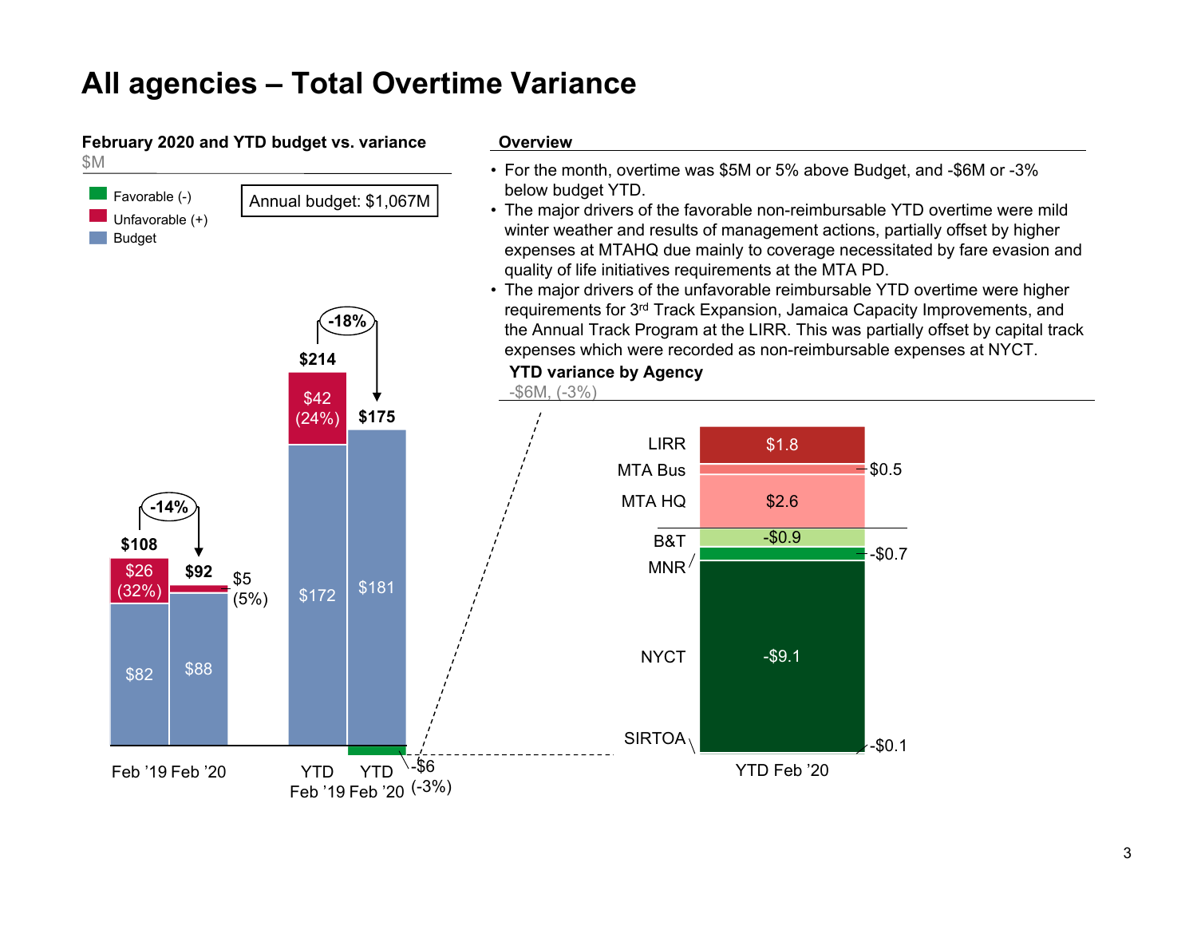# All agencies – Total Overtime Variance

**February 2020 and YTD budget vs. variance**
$M

- Favorable (-)
- Unfavorable (+)
- Budget

Annual budget: $1,067M

| | Feb '19 | Feb '20 | YTD Feb '19 | YTD Feb '20 |
|---|---|---|---|---|
| Budget | $82 | $88 | $172 | $181 |
| Variance | $26 (32%) | $5 (5%) | $42 (24%) | -$6 (-3%) |
| Total | $108 | $92 | $214 | $175 |

Feb '19 to Feb '20: -14%; YTD Feb '19 to YTD Feb '20: -18%

## Overview

- For the month, overtime was $5M or 5% above Budget, and -$6M or -3% below budget YTD.
- The major drivers of the favorable non-reimbursable YTD overtime were mild winter weather and results of management actions, partially offset by higher expenses at MTAHQ due mainly to coverage necessitated by fare evasion and quality of life initiatives requirements at the MTA PD.
- The major drivers of the unfavorable reimbursable YTD overtime were higher requirements for 3rd Track Expansion, Jamaica Capacity Improvements, and the Annual Track Program at the LIRR. This was partially offset by capital track expenses which were recorded as non-reimbursable expenses at NYCT.

**YTD variance by Agency**
-$6M, (-3%)

| Agency | YTD Feb '20 |
|---|---|
| LIRR | $1.8 |
| MTA Bus | $0.5 |
| MTA HQ | $2.6 |
| B&T | -$0.9 |
| MNR | -$0.7 |
| NYCT | -$9.1 |
| SIRTOA | -$0.1 |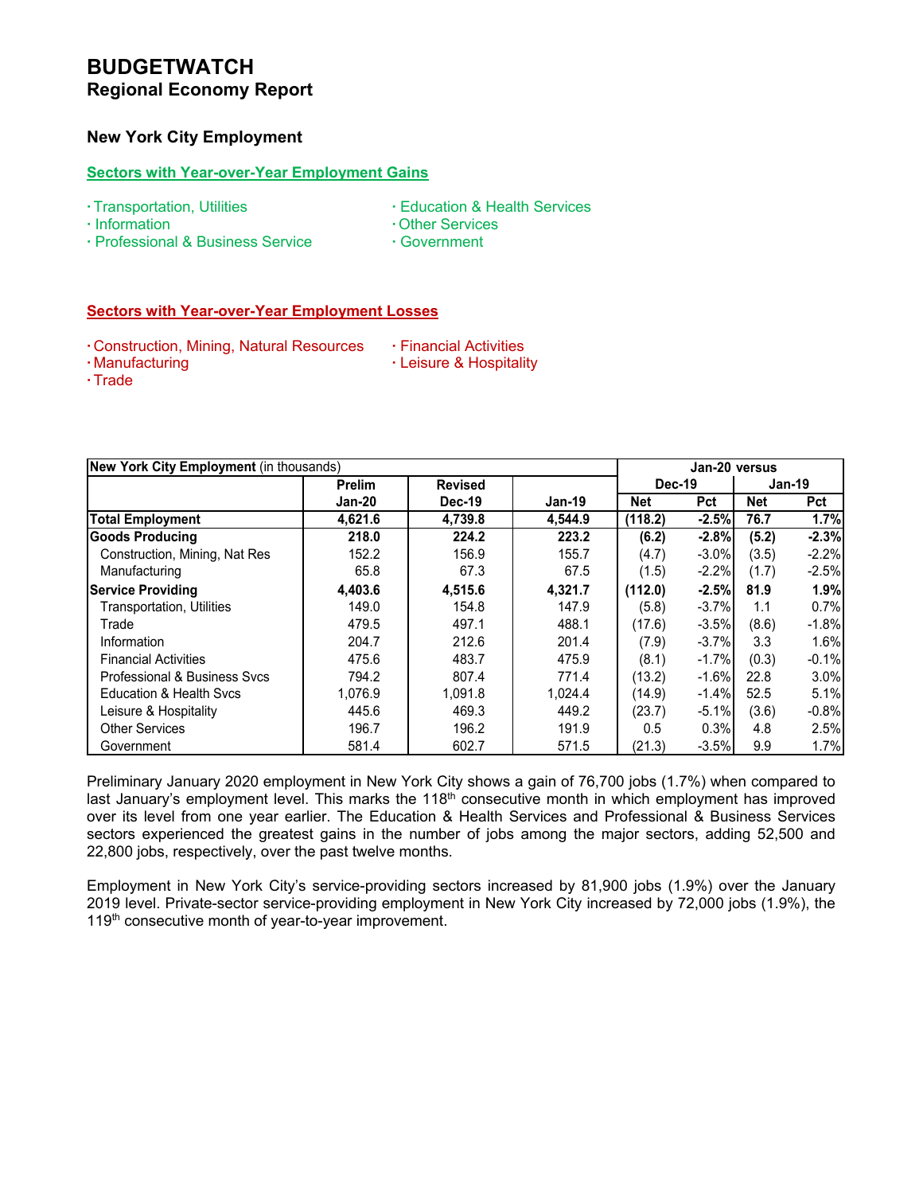# BUDGETWATCH
## Regional Economy Report

### New York City Employment

**Sectors with Year-over-Year Employment Gains**

- Transportation, Utilities
- Information
- Professional & Business Service
- Education & Health Services
- Other Services
- Government

**Sectors with Year-over-Year Employment Losses**

- Construction, Mining, Natural Resources
- Manufacturing
- Trade
- Financial Activities
- Leisure & Hospitality

| **New York City Employment** (in thousands) | Prelim | Revised | | Jan-20 versus | | | |
|---|---|---|---|---|---|---|---|
| | | | | Dec-19 | | Jan-19 | |
| | Jan-20 | Dec-19 | Jan-19 | Net | Pct | Net | Pct |
| **Total Employment** | **4,621.6** | **4,739.8** | **4,544.9** | **(118.2)** | **-2.5%** | **76.7** | **1.7%** |
| **Goods Producing** | **218.0** | **224.2** | **223.2** | **(6.2)** | **-2.8%** | **(5.2)** | **-2.3%** |
| Construction, Mining, Nat Res | 152.2 | 156.9 | 155.7 | (4.7) | -3.0% | (3.5) | -2.2% |
| Manufacturing | 65.8 | 67.3 | 67.5 | (1.5) | -2.2% | (1.7) | -2.5% |
| **Service Providing** | **4,403.6** | **4,515.6** | **4,321.7** | **(112.0)** | **-2.5%** | **81.9** | **1.9%** |
| Transportation, Utilities | 149.0 | 154.8 | 147.9 | (5.8) | -3.7% | 1.1 | 0.7% |
| Trade | 479.5 | 497.1 | 488.1 | (17.6) | -3.5% | (8.6) | -1.8% |
| Information | 204.7 | 212.6 | 201.4 | (7.9) | -3.7% | 3.3 | 1.6% |
| Financial Activities | 475.6 | 483.7 | 475.9 | (8.1) | -1.7% | (0.3) | -0.1% |
| Professional & Business Svcs | 794.2 | 807.4 | 771.4 | (13.2) | -1.6% | 22.8 | 3.0% |
| Education & Health Svcs | 1,076.9 | 1,091.8 | 1,024.4 | (14.9) | -1.4% | 52.5 | 5.1% |
| Leisure & Hospitality | 445.6 | 469.3 | 449.2 | (23.7) | -5.1% | (3.6) | -0.8% |
| Other Services | 196.7 | 196.2 | 191.9 | 0.5 | 0.3% | 4.8 | 2.5% |
| Government | 581.4 | 602.7 | 571.5 | (21.3) | -3.5% | 9.9 | 1.7% |

Preliminary January 2020 employment in New York City shows a gain of 76,700 jobs (1.7%) when compared to last January's employment level. This marks the 118th consecutive month in which employment has improved over its level from one year earlier. The Education & Health Services and Professional & Business Services sectors experienced the greatest gains in the number of jobs among the major sectors, adding 52,500 and 22,800 jobs, respectively, over the past twelve months.

Employment in New York City's service-providing sectors increased by 81,900 jobs (1.9%) over the January 2019 level. Private-sector service-providing employment in New York City increased by 72,000 jobs (1.9%), the 119th consecutive month of year-to-year improvement.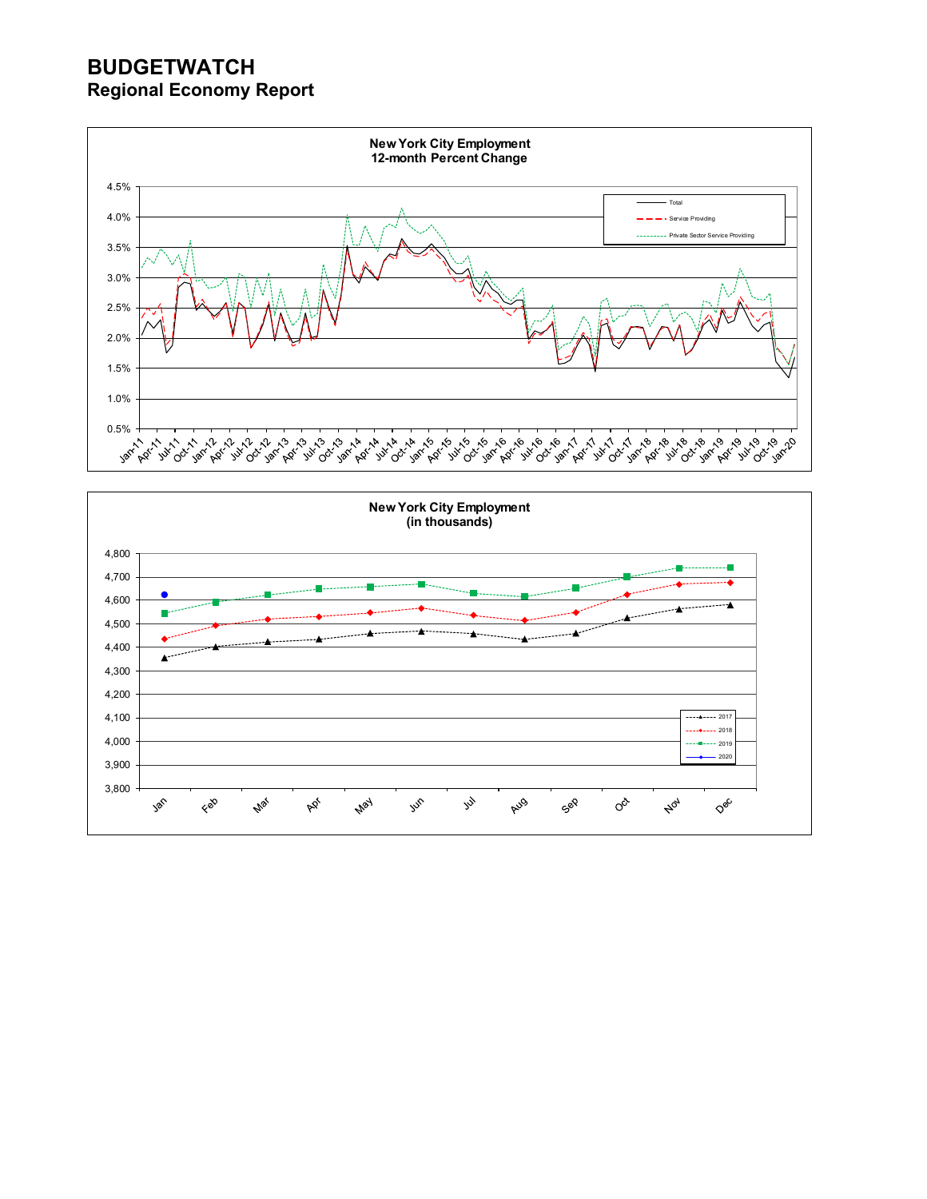# BUDGETWATCH
## Regional Economy Report

**New York City Employment**
**12-month Percent Change**

Total
Service Providing
Private Sector Service Providing

**New York City Employment**
**(in thousands)**

2017
2018
2019
2020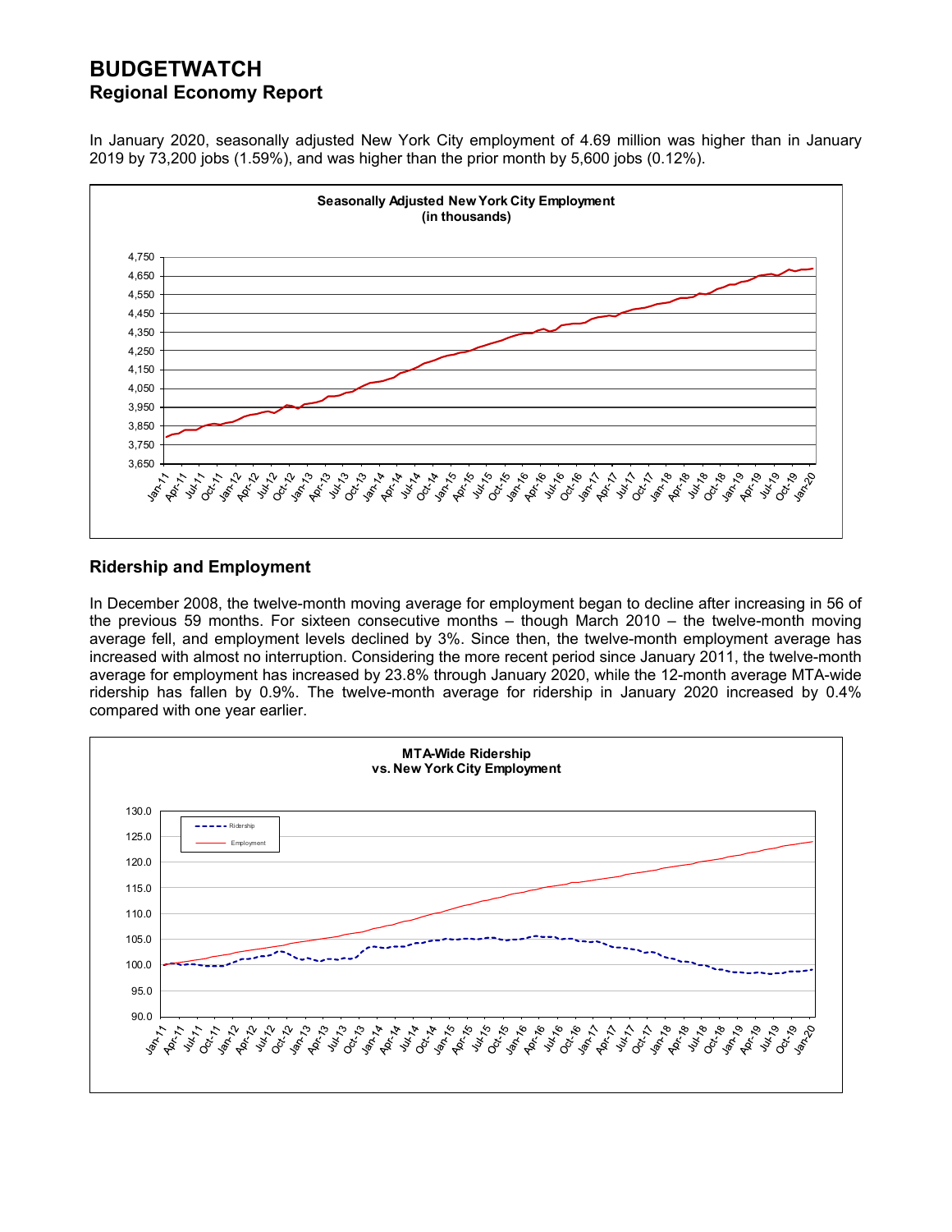# BUDGETWATCH
## Regional Economy Report

In January 2020, seasonally adjusted New York City employment of 4.69 million was higher than in January 2019 by 73,200 jobs (1.59%), and was higher than the prior month by 5,600 jobs (0.12%).

**Seasonally Adjusted New York City Employment (in thousands)**

## Ridership and Employment

In December 2008, the twelve-month moving average for employment began to decline after increasing in 56 of the previous 59 months. For sixteen consecutive months – though March 2010 – the twelve-month moving average fell, and employment levels declined by 3%. Since then, the twelve-month employment average has increased with almost no interruption. Considering the more recent period since January 2011, the twelve-month average for employment has increased by 23.8% through January 2020, while the 12-month average MTA-wide ridership has fallen by 0.9%. The twelve-month average for ridership in January 2020 increased by 0.4% compared with one year earlier.

**MTA-Wide Ridership vs. New York City Employment**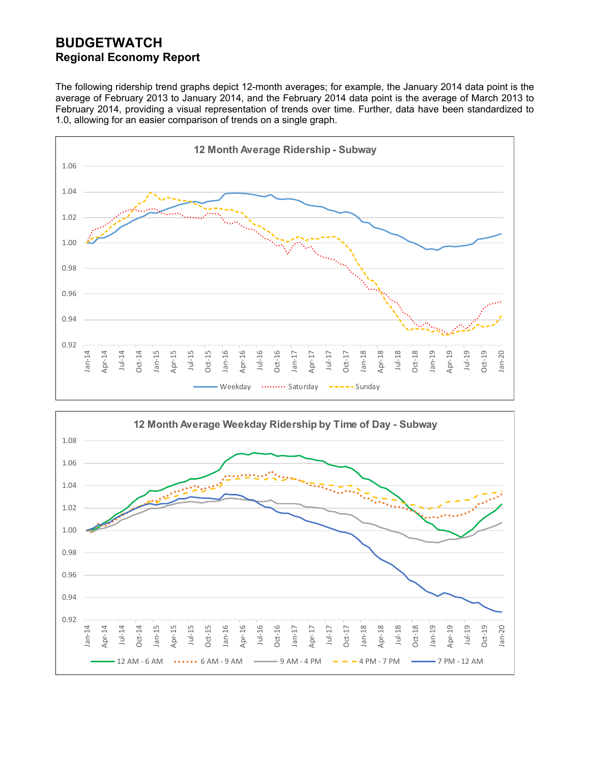# BUDGETWATCH
## Regional Economy Report

The following ridership trend graphs depict 12-month averages; for example, the January 2014 data point is the average of February 2013 to January 2014, and the February 2014 data point is the average of March 2013 to February 2014, providing a visual representation of trends over time. Further, data have been standardized to 1.0, allowing for an easier comparison of trends on a single graph.

**12 Month Average Ridership - Subway**

Legend: Weekday, Saturday, Sunday

**12 Month Average Weekday Ridership by Time of Day - Subway**

Legend: 12 AM - 6 AM, 6 AM - 9 AM, 9 AM - 4 PM, 4 PM - 7 PM, 7 PM - 12 AM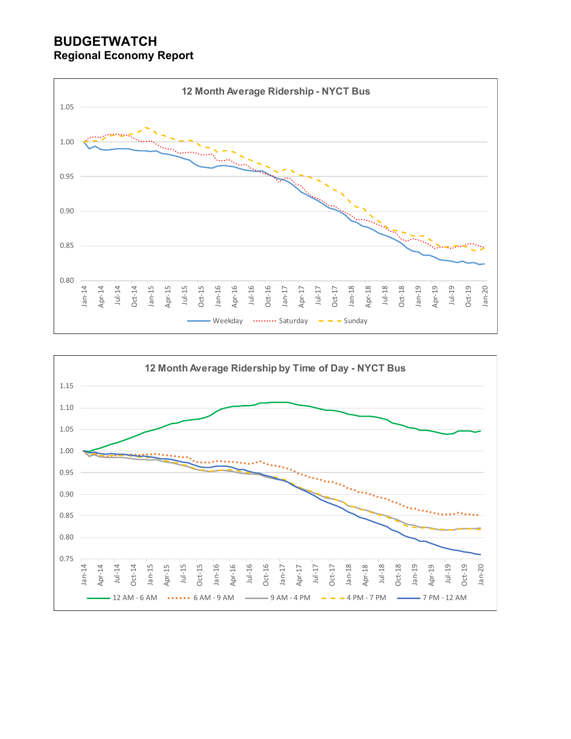# BUDGETWATCH
## Regional Economy Report

12 Month Average Ridership - NYCT Bus

12 Month Average Ridership by Time of Day - NYCT Bus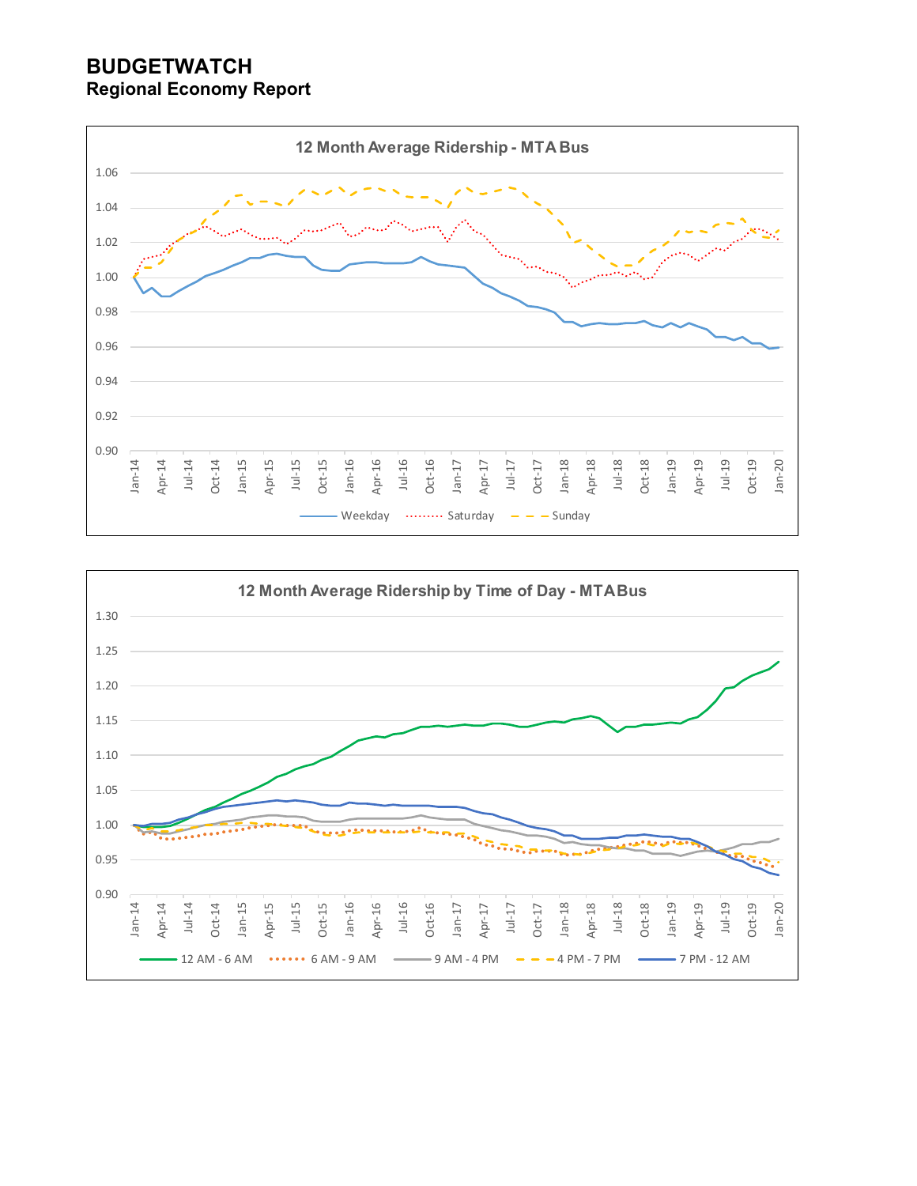# BUDGETWATCH
## Regional Economy Report

**12 Month Average Ridership - MTA Bus**

Weekday · Saturday · Sunday

**12 Month Average Ridership by Time of Day - MTA Bus**

12 AM - 6 AM · 6 AM - 9 AM · 9 AM - 4 PM · 4 PM - 7 PM · 7 PM - 12 AM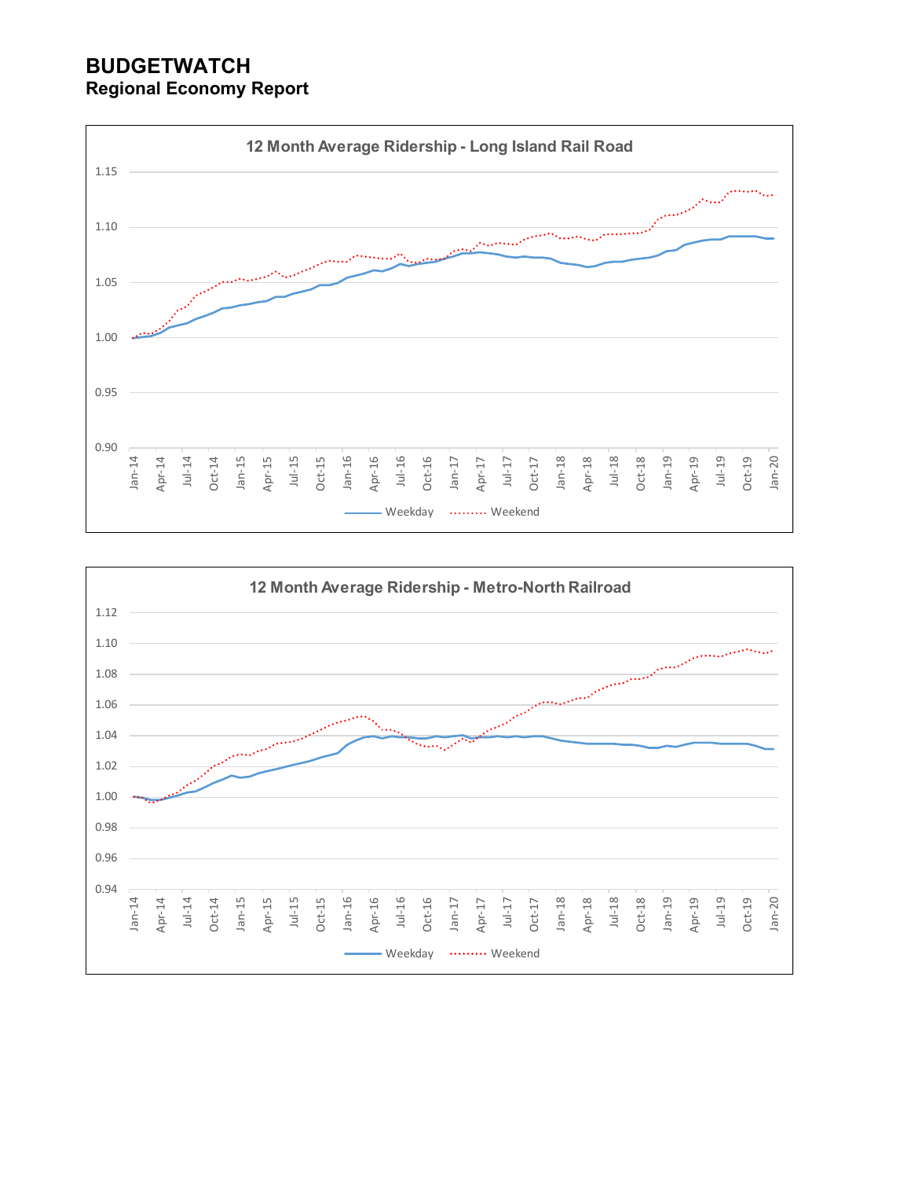# BUDGETWATCH
## Regional Economy Report

**12 Month Average Ridership - Long Island Rail Road**

Weekday · Weekend

**12 Month Average Ridership - Metro-North Railroad**

Weekday · Weekend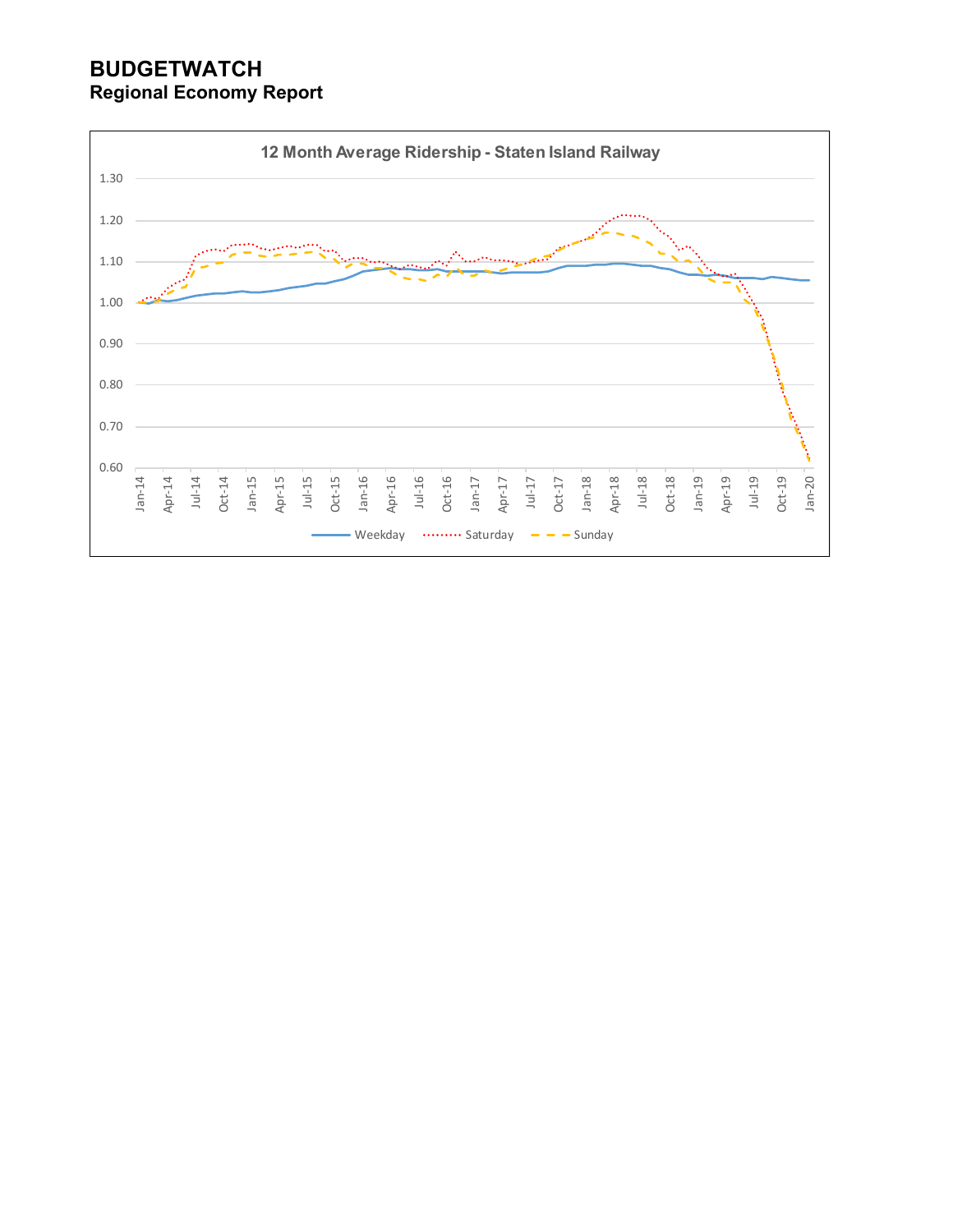**BUDGETWATCH**
**Regional Economy Report**

12 Month Average Ridership - Staten Island Railway

1.30
1.20
1.10
1.00
0.90
0.80
0.70
0.60

Jan-14 Apr-14 Jul-14 Oct-14 Jan-15 Apr-15 Jul-15 Oct-15 Jan-16 Apr-16 Jul-16 Oct-16 Jan-17 Apr-17 Jul-17 Oct-17 Jan-18 Apr-18 Jul-18 Oct-18 Jan-19 Apr-19 Jul-19 Oct-19 Jan-20

Weekday Saturday Sunday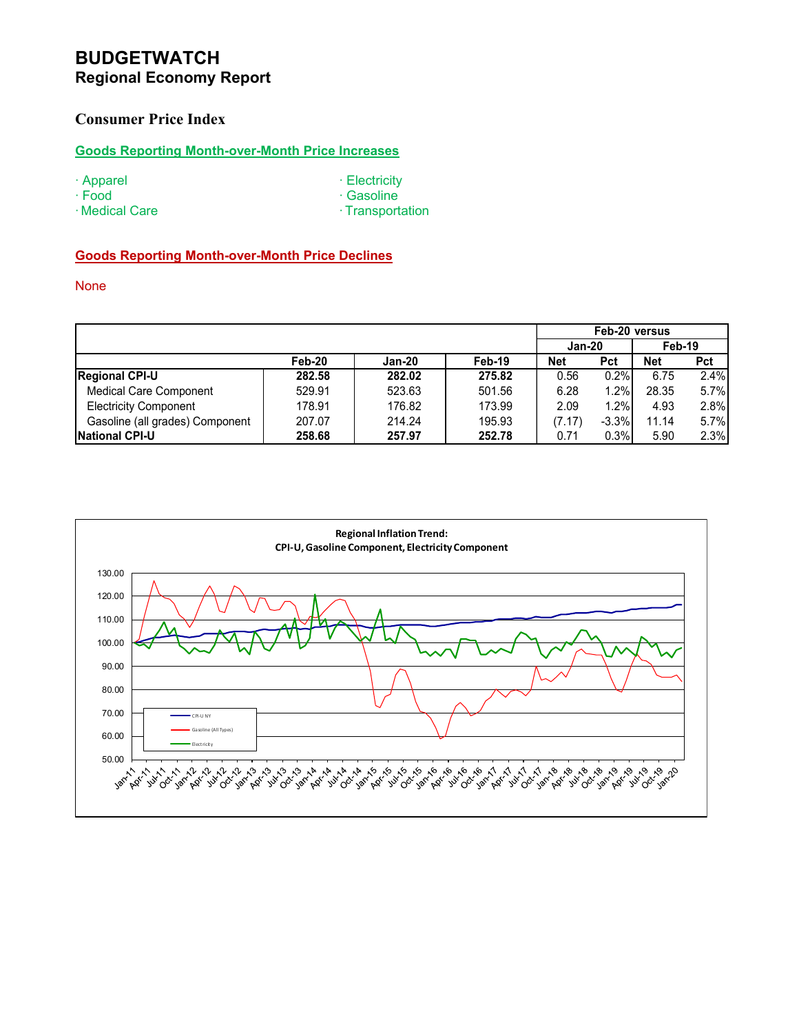# BUDGETWATCH
## Regional Economy Report

### Consumer Price Index

**Goods Reporting Month-over-Month Price Increases**

- Apparel
- Food
- Medical Care
- Electricity
- Gasoline
- Transportation

**Goods Reporting Month-over-Month Price Declines**

None

| | Feb-20 | Jan-20 | Feb-19 | Feb-20 versus Jan-20 Net | Feb-20 versus Jan-20 Pct | Feb-20 versus Feb-19 Net | Feb-20 versus Feb-19 Pct |
|---|---|---|---|---|---|---|---|
| **Regional CPI-U** | **282.58** | **282.02** | **275.82** | 0.56 | 0.2% | 6.75 | 2.4% |
| Medical Care Component | 529.91 | 523.63 | 501.56 | 6.28 | 1.2% | 28.35 | 5.7% |
| Electricity Component | 178.91 | 176.82 | 173.99 | 2.09 | 1.2% | 4.93 | 2.8% |
| Gasoline (all grades) Component | 207.07 | 214.24 | 195.93 | (7.17) | -3.3% | 11.14 | 5.7% |
| **National CPI-U** | **258.68** | **257.97** | **252.78** | 0.71 | 0.3% | 5.90 | 2.3% |

Regional Inflation Trend:
CPI-U, Gasoline Component, Electricity Component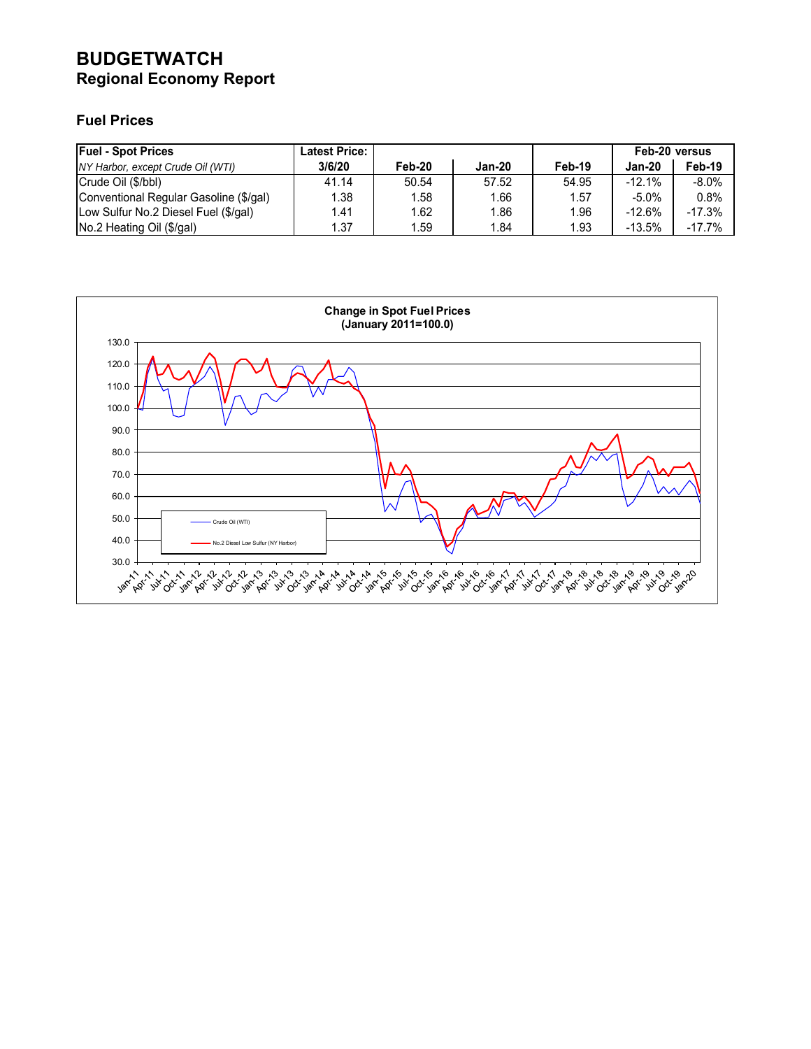# BUDGETWATCH
## Regional Economy Report

### Fuel Prices

| Fuel - Spot Prices | Latest Price: | | | | Feb-20 versus | |
|---|---|---|---|---|---|---|
| *NY Harbor, except Crude Oil (WTI)* | 3/6/20 | Feb-20 | Jan-20 | Feb-19 | Jan-20 | Feb-19 |
| Crude Oil ($/bbl) | 41.14 | 50.54 | 57.52 | 54.95 | -12.1% | -8.0% |
| Conventional Regular Gasoline ($/gal) | 1.38 | 1.58 | 1.66 | 1.57 | -5.0% | 0.8% |
| Low Sulfur No.2 Diesel Fuel ($/gal) | 1.41 | 1.62 | 1.86 | 1.96 | -12.6% | -17.3% |
| No.2 Heating Oil ($/gal) | 1.37 | 1.59 | 1.84 | 1.93 | -13.5% | -17.7% |

**Change in Spot Fuel Prices**
**(January 2011=100.0)**

Legend: Crude Oil (WTI); No.2 Diesel Low Sulfur (NY Harbor)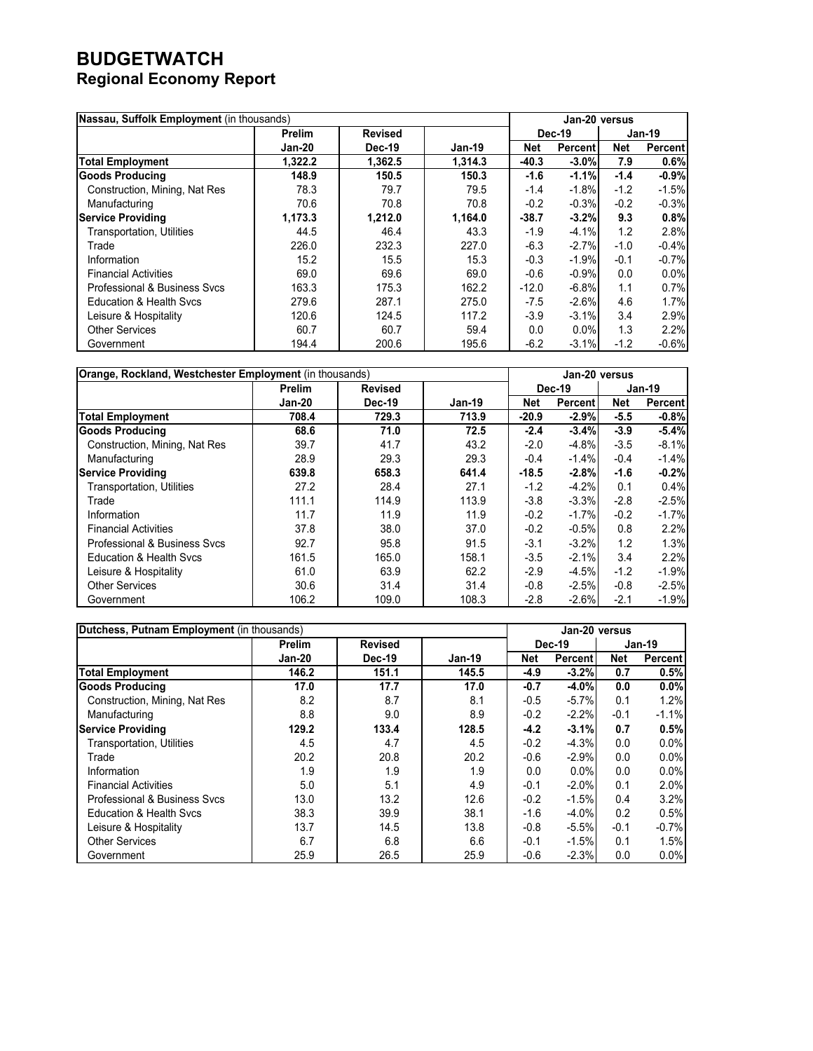# BUDGETWATCH
## Regional Economy Report

| Nassau, Suffolk Employment (in thousands) | | | | Jan-20 versus | | | |
|---|---|---|---|---|---|---|---|
| | Prelim | Revised | | Dec-19 | | Jan-19 | |
| | Jan-20 | Dec-19 | Jan-19 | Net | Percent | Net | Percent |
| **Total Employment** | **1,322.2** | **1,362.5** | **1,314.3** | **-40.3** | **-3.0%** | **7.9** | **0.6%** |
| **Goods Producing** | **148.9** | **150.5** | **150.3** | **-1.6** | **-1.1%** | **-1.4** | **-0.9%** |
| Construction, Mining, Nat Res | 78.3 | 79.7 | 79.5 | -1.4 | -1.8% | -1.2 | -1.5% |
| Manufacturing | 70.6 | 70.8 | 70.8 | -0.2 | -0.3% | -0.2 | -0.3% |
| **Service Providing** | **1,173.3** | **1,212.0** | **1,164.0** | **-38.7** | **-3.2%** | **9.3** | **0.8%** |
| Transportation, Utilities | 44.5 | 46.4 | 43.3 | -1.9 | -4.1% | 1.2 | 2.8% |
| Trade | 226.0 | 232.3 | 227.0 | -6.3 | -2.7% | -1.0 | -0.4% |
| Information | 15.2 | 15.5 | 15.3 | -0.3 | -1.9% | -0.1 | -0.7% |
| Financial Activities | 69.0 | 69.6 | 69.0 | -0.6 | -0.9% | 0.0 | 0.0% |
| Professional & Business Svcs | 163.3 | 175.3 | 162.2 | -12.0 | -6.8% | 1.1 | 0.7% |
| Education & Health Svcs | 279.6 | 287.1 | 275.0 | -7.5 | -2.6% | 4.6 | 1.7% |
| Leisure & Hospitality | 120.6 | 124.5 | 117.2 | -3.9 | -3.1% | 3.4 | 2.9% |
| Other Services | 60.7 | 60.7 | 59.4 | 0.0 | 0.0% | 1.3 | 2.2% |
| Government | 194.4 | 200.6 | 195.6 | -6.2 | -3.1% | -1.2 | -0.6% |

| Orange, Rockland, Westchester Employment (in thousands) | | | | Jan-20 versus | | | |
|---|---|---|---|---|---|---|---|
| | Prelim | Revised | | Dec-19 | | Jan-19 | |
| | Jan-20 | Dec-19 | Jan-19 | Net | Percent | Net | Percent |
| **Total Employment** | **708.4** | **729.3** | **713.9** | **-20.9** | **-2.9%** | **-5.5** | **-0.8%** |
| **Goods Producing** | **68.6** | **71.0** | **72.5** | **-2.4** | **-3.4%** | **-3.9** | **-5.4%** |
| Construction, Mining, Nat Res | 39.7 | 41.7 | 43.2 | -2.0 | -4.8% | -3.5 | -8.1% |
| Manufacturing | 28.9 | 29.3 | 29.3 | -0.4 | -1.4% | -0.4 | -1.4% |
| **Service Providing** | **639.8** | **658.3** | **641.4** | **-18.5** | **-2.8%** | **-1.6** | **-0.2%** |
| Transportation, Utilities | 27.2 | 28.4 | 27.1 | -1.2 | -4.2% | 0.1 | 0.4% |
| Trade | 111.1 | 114.9 | 113.9 | -3.8 | -3.3% | -2.8 | -2.5% |
| Information | 11.7 | 11.9 | 11.9 | -0.2 | -1.7% | -0.2 | -1.7% |
| Financial Activities | 37.8 | 38.0 | 37.0 | -0.2 | -0.5% | 0.8 | 2.2% |
| Professional & Business Svcs | 92.7 | 95.8 | 91.5 | -3.1 | -3.2% | 1.2 | 1.3% |
| Education & Health Svcs | 161.5 | 165.0 | 158.1 | -3.5 | -2.1% | 3.4 | 2.2% |
| Leisure & Hospitality | 61.0 | 63.9 | 62.2 | -2.9 | -4.5% | -1.2 | -1.9% |
| Other Services | 30.6 | 31.4 | 31.4 | -0.8 | -2.5% | -0.8 | -2.5% |
| Government | 106.2 | 109.0 | 108.3 | -2.8 | -2.6% | -2.1 | -1.9% |

| Dutchess, Putnam Employment (in thousands) | | | | Jan-20 versus | | | |
|---|---|---|---|---|---|---|---|
| | Prelim | Revised | | Dec-19 | | Jan-19 | |
| | Jan-20 | Dec-19 | Jan-19 | Net | Percent | Net | Percent |
| **Total Employment** | **146.2** | **151.1** | **145.5** | **-4.9** | **-3.2%** | **0.7** | **0.5%** |
| **Goods Producing** | **17.0** | **17.7** | **17.0** | **-0.7** | **-4.0%** | **0.0** | **0.0%** |
| Construction, Mining, Nat Res | 8.2 | 8.7 | 8.1 | -0.5 | -5.7% | 0.1 | 1.2% |
| Manufacturing | 8.8 | 9.0 | 8.9 | -0.2 | -2.2% | -0.1 | -1.1% |
| **Service Providing** | **129.2** | **133.4** | **128.5** | **-4.2** | **-3.1%** | **0.7** | **0.5%** |
| Transportation, Utilities | 4.5 | 4.7 | 4.5 | -0.2 | -4.3% | 0.0 | 0.0% |
| Trade | 20.2 | 20.8 | 20.2 | -0.6 | -2.9% | 0.0 | 0.0% |
| Information | 1.9 | 1.9 | 1.9 | 0.0 | 0.0% | 0.0 | 0.0% |
| Financial Activities | 5.0 | 5.1 | 4.9 | -0.1 | -2.0% | 0.1 | 2.0% |
| Professional & Business Svcs | 13.0 | 13.2 | 12.6 | -0.2 | -1.5% | 0.4 | 3.2% |
| Education & Health Svcs | 38.3 | 39.9 | 38.1 | -1.6 | -4.0% | 0.2 | 0.5% |
| Leisure & Hospitality | 13.7 | 14.5 | 13.8 | -0.8 | -5.5% | -0.1 | -0.7% |
| Other Services | 6.7 | 6.8 | 6.6 | -0.1 | -1.5% | 0.1 | 1.5% |
| Government | 25.9 | 26.5 | 25.9 | -0.6 | -2.3% | 0.0 | 0.0% |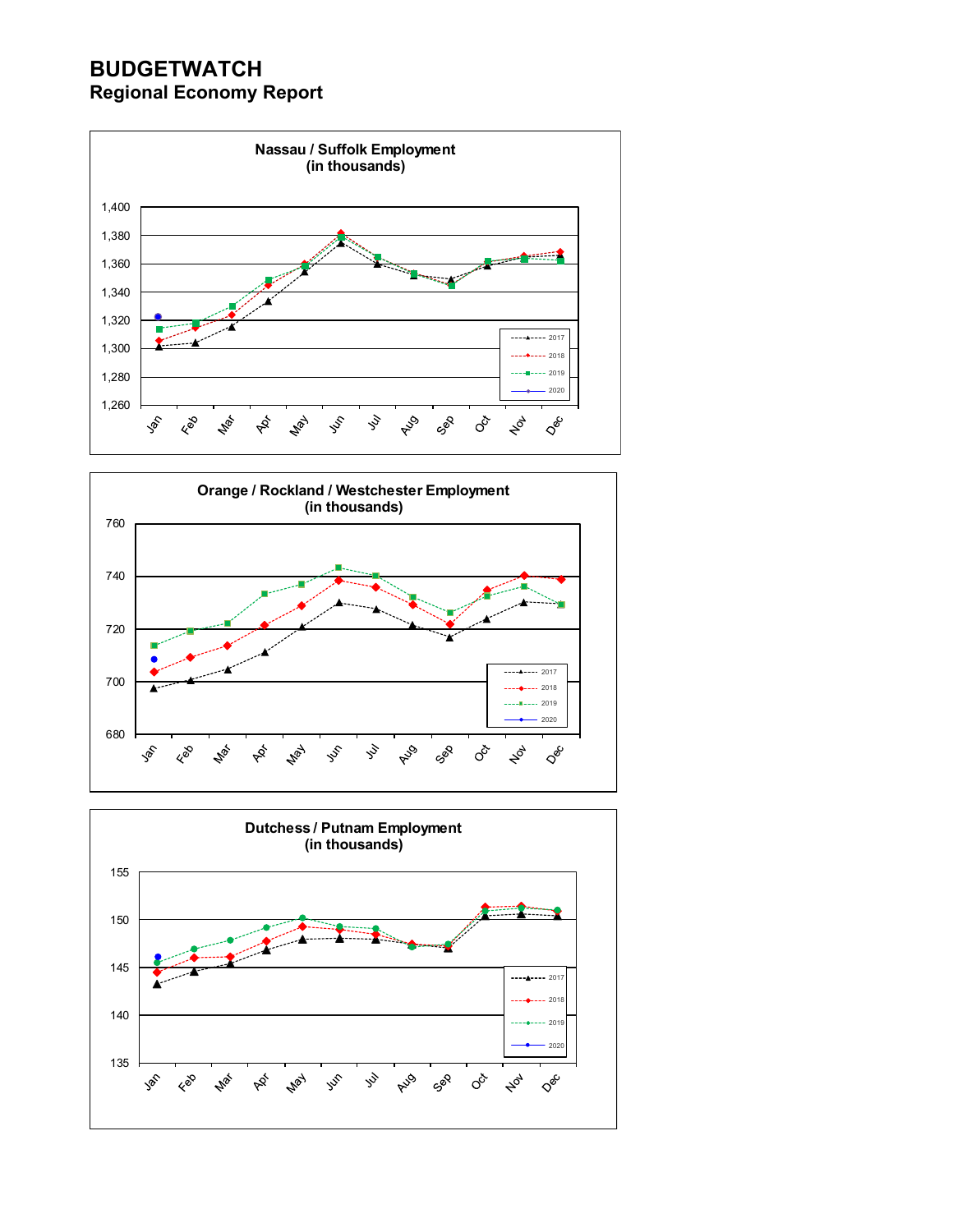# BUDGETWATCH
## Regional Economy Report

**Nassau / Suffolk Employment**
**(in thousands)**

1,400
1,380
1,360
1,340
1,320
1,300
1,280
1,260

Jan Feb Mar Apr May Jun Jul Aug Sep Oct Nov Dec

2017
2018
2019
2020

**Orange / Rockland / Westchester Employment**
**(in thousands)**

760
740
720
700
680

Jan Feb Mar Apr May Jun Jul Aug Sep Oct Nov Dec

2017
2018
2019
2020

**Dutchess / Putnam Employment**
**(in thousands)**

155
150
145
140
135

Jan Feb Mar Apr May Jun Jul Aug Sep Oct Nov Dec

2017
2018
2019
2020